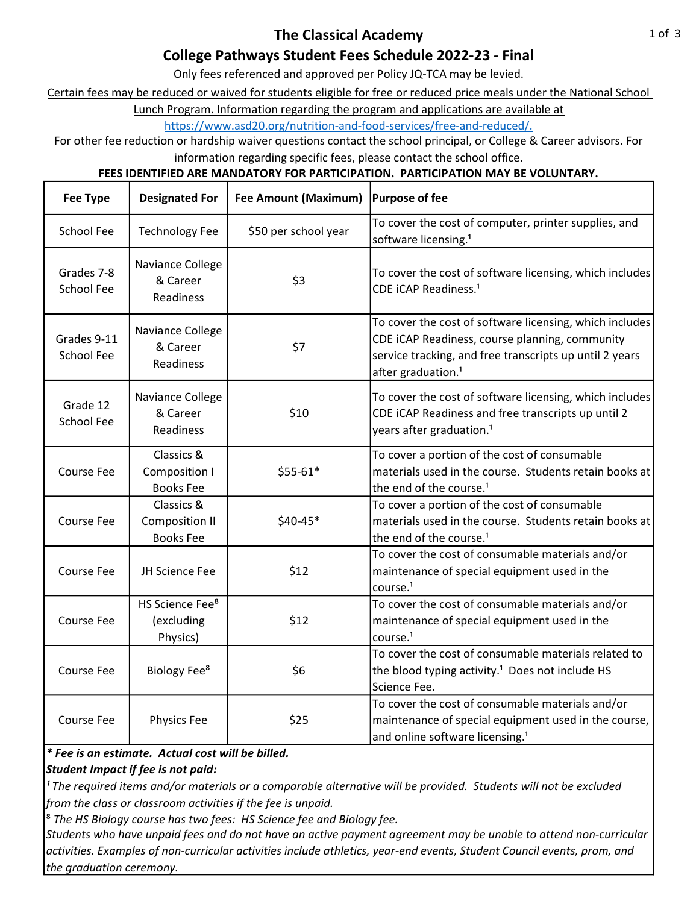# The Classical Academy

## College Pathways Student Fees Schedule 2022-23 - Final

Only fees referenced and approved per Policy JQ-TCA may be levied.

Certain fees may be reduced or waived for students eligible for free or reduced price meals under the National School Lunch Program. Information regarding the program and applications are available at https://www.asd20.org/nutrition-and-food-services/free-and-reduced/.

For other fee reduction or hardship waiver questions contact the school principal, or College & Career advisors. For information regarding specific fees, please contact the school office.

**FEES IDENTIFIED ARE MANDATORY FOR PARTICIPATION. PARTICIPATION MAY BE VOLUNTARY.**

| Fee Type | Designated For | Fee Amount (Maximum) | Purpose of fee |
|---|---|---|---|
| School Fee | Technology Fee | $50 per school year | To cover the cost of computer, printer supplies, and software licensing.[1] |
| Grades 7-8 School Fee | Naviance College & Career Readiness | $3 | To cover the cost of software licensing, which includes CDE iCAP Readiness.[1] |
| Grades 9-11 School Fee | Naviance College & Career Readiness | $7 | To cover the cost of software licensing, which includes CDE iCAP Readiness, course planning, community service tracking, and free transcripts up until 2 years after graduation.[1] |
| Grade 12 School Fee | Naviance College & Career Readiness | $10 | To cover the cost of software licensing, which includes CDE iCAP Readiness and free transcripts up until 2 years after graduation.[1] |
| Course Fee | Classics & Composition I Books Fee | $55-61* | To cover a portion of the cost of consumable materials used in the course. Students retain books at the end of the course.[1] |
| Course Fee | Classics & Composition II Books Fee | $40-45* | To cover a portion of the cost of consumable materials used in the course. Students retain books at the end of the course.[1] |
| Course Fee | JH Science Fee | $12 | To cover the cost of consumable materials and/or maintenance of special equipment used in the course.[1] |
| Course Fee | HS Science Fee[8] (excluding Physics) | $12 | To cover the cost of consumable materials and/or maintenance of special equipment used in the course.[1] |
| Course Fee | Biology Fee[8] | $6 | To cover the cost of consumable materials related to the blood typing activity.[1] Does not include HS Science Fee. |
| Course Fee | Physics Fee | $25 | To cover the cost of consumable materials and/or maintenance of special equipment used in the course, and online software licensing.[1] |

***** Fee is an estimate. Actual cost will be billed.**

***Student Impact if fee is not paid:***

*[1] The required items and/or materials or a comparable alternative will be provided. Students will not be excluded from the class or classroom activities if the fee is unpaid.*

*[8] The HS Biology course has two fees: HS Science fee and Biology fee.*

*Students who have unpaid fees and do not have an active payment agreement may be unable to attend non-curricular activities. Examples of non-curricular activities include athletics, year-end events, Student Council events, prom, and the graduation ceremony.*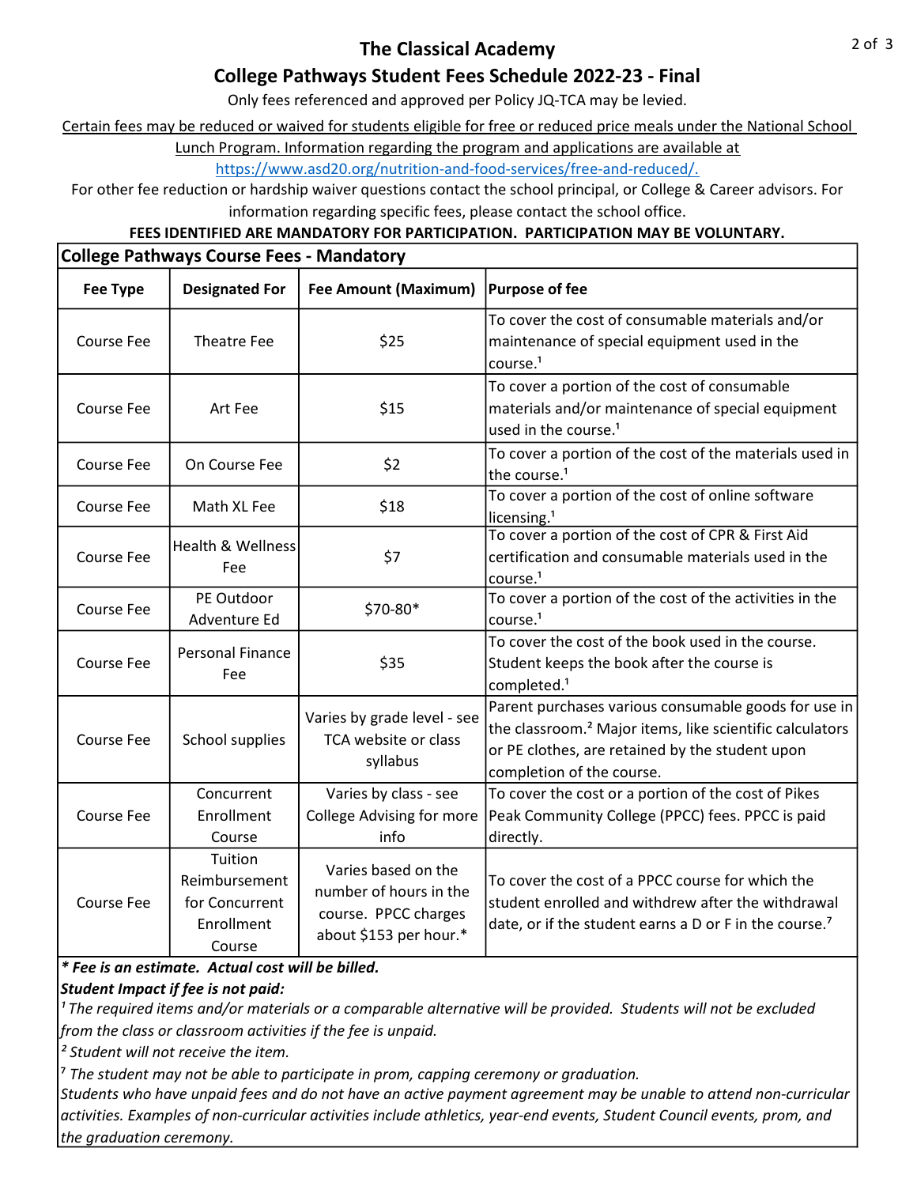# The Classical Academy

## College Pathways Student Fees Schedule 2022-23 - Final

Only fees referenced and approved per Policy JQ-TCA may be levied.

Certain fees may be reduced or waived for students eligible for free or reduced price meals under the National School Lunch Program. Information regarding the program and applications are available at https://www.asd20.org/nutrition-and-food-services/free-and-reduced/.

For other fee reduction or hardship waiver questions contact the school principal, or College & Career advisors. For information regarding specific fees, please contact the school office.

**FEES IDENTIFIED ARE MANDATORY FOR PARTICIPATION. PARTICIPATION MAY BE VOLUNTARY.**

**College Pathways Course Fees - Mandatory**

| Fee Type | Designated For | Fee Amount (Maximum) | Purpose of fee |
|---|---|---|---|
| Course Fee | Theatre Fee | $25 | To cover the cost of consumable materials and/or maintenance of special equipment used in the course.[1] |
| Course Fee | Art Fee | $15 | To cover a portion of the cost of consumable materials and/or maintenance of special equipment used in the course.[1] |
| Course Fee | On Course Fee | $2 | To cover a portion of the cost of the materials used in the course.[1] |
| Course Fee | Math XL Fee | $18 | To cover a portion of the cost of online software licensing.[1] |
| Course Fee | Health & Wellness Fee | $7 | To cover a portion of the cost of CPR & First Aid certification and consumable materials used in the course.[1] |
| Course Fee | PE Outdoor Adventure Ed | $70-80* | To cover a portion of the cost of the activities in the course.[1] |
| Course Fee | Personal Finance Fee | $35 | To cover the cost of the book used in the course. Student keeps the book after the course is completed.[1] |
| Course Fee | School supplies | Varies by grade level - see TCA website or class syllabus | Parent purchases various consumable goods for use in the classroom.[2] Major items, like scientific calculators or PE clothes, are retained by the student upon completion of the course. |
| Course Fee | Concurrent Enrollment Course | Varies by class - see College Advising for more info | To cover the cost or a portion of the cost of Pikes Peak Community College (PPCC) fees. PPCC is paid directly. |
| Course Fee | Tuition Reimbursement for Concurrent Enrollment Course | Varies based on the number of hours in the course. PPCC charges about $153 per hour.* | To cover the cost of a PPCC course for which the student enrolled and withdrew after the withdrawal date, or if the student earns a D or F in the course.[7] |

***\* Fee is an estimate. Actual cost will be billed.***

***Student Impact if fee is not paid:***

*[1] The required items and/or materials or a comparable alternative will be provided. Students will not be excluded from the class or classroom activities if the fee is unpaid.*

*[2] Student will not receive the item.*

*[7] The student may not be able to participate in prom, capping ceremony or graduation.*

*Students who have unpaid fees and do not have an active payment agreement may be unable to attend non-curricular activities. Examples of non-curricular activities include athletics, year-end events, Student Council events, prom, and the graduation ceremony.*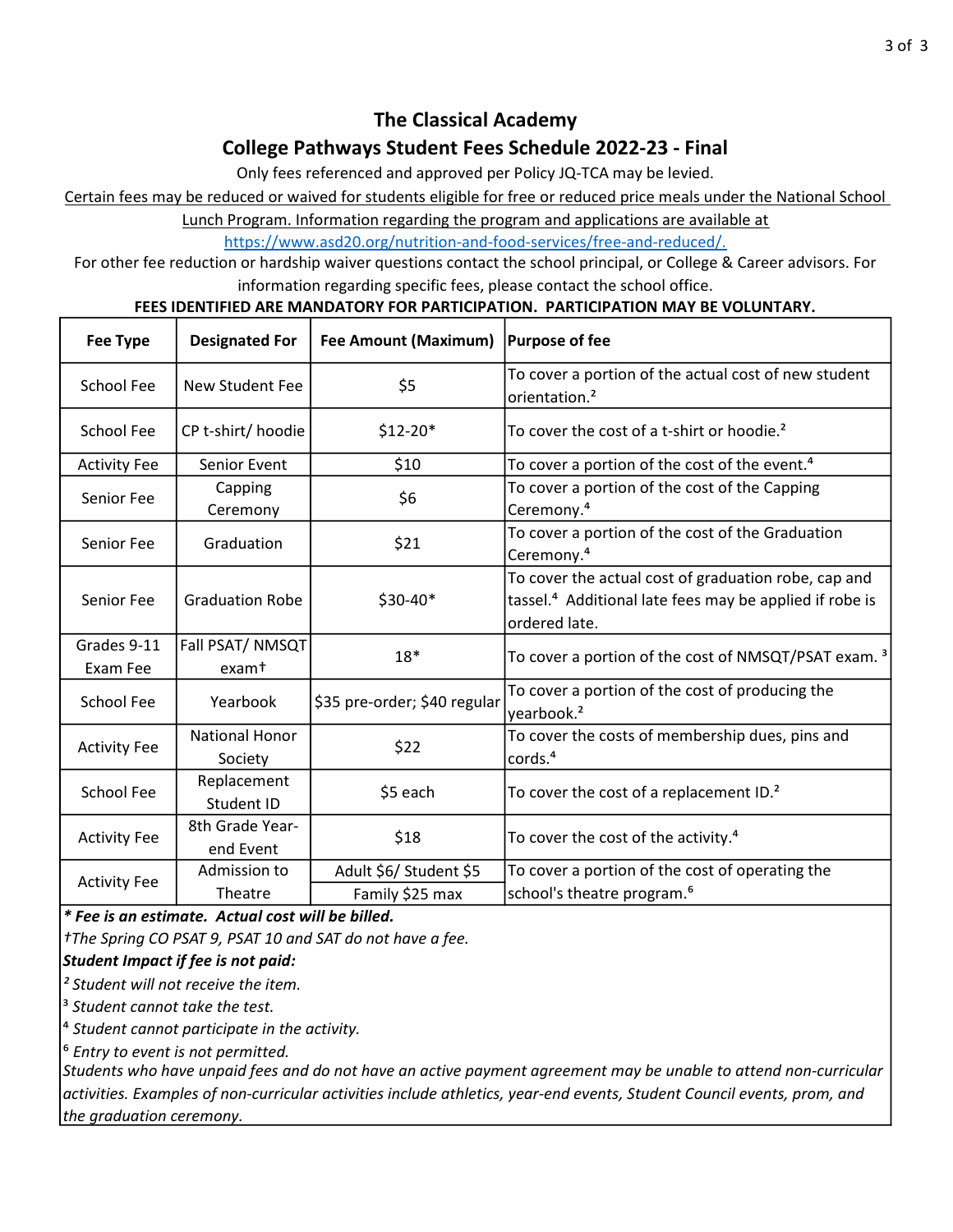# The Classical Academy

## College Pathways Student Fees Schedule 2022-23 - Final

Only fees referenced and approved per Policy JQ-TCA may be levied.

Certain fees may be reduced or waived for students eligible for free or reduced price meals under the National School Lunch Program. Information regarding the program and applications are available at https://www.asd20.org/nutrition-and-food-services/free-and-reduced/.

For other fee reduction or hardship waiver questions contact the school principal, or College & Career advisors. For information regarding specific fees, please contact the school office.

**FEES IDENTIFIED ARE MANDATORY FOR PARTICIPATION. PARTICIPATION MAY BE VOLUNTARY.**

| Fee Type | Designated For | Fee Amount (Maximum) | Purpose of fee |
|---|---|---|---|
| School Fee | New Student Fee | $5 | To cover a portion of the actual cost of new student orientation.[2] |
| School Fee | CP t-shirt/ hoodie | $12-20* | To cover the cost of a t-shirt or hoodie.[2] |
| Activity Fee | Senior Event | $10 | To cover a portion of the cost of the event.[4] |
| Senior Fee | Capping Ceremony | $6 | To cover a portion of the cost of the Capping Ceremony.[4] |
| Senior Fee | Graduation | $21 | To cover a portion of the cost of the Graduation Ceremony.[4] |
| Senior Fee | Graduation Robe | $30-40* | To cover the actual cost of graduation robe, cap and tassel.[4] Additional late fees may be applied if robe is ordered late. |
| Grades 9-11 Exam Fee | Fall PSAT/ NMSQT exam† | 18* | To cover a portion of the cost of NMSQT/PSAT exam. [3] |
| School Fee | Yearbook | $35 pre-order; $40 regular | To cover a portion of the cost of producing the yearbook.[2] |
| Activity Fee | National Honor Society | $22 | To cover the costs of membership dues, pins and cords.[4] |
| School Fee | Replacement Student ID | $5 each | To cover the cost of a replacement ID.[2] |
| Activity Fee | 8th Grade Year-end Event | $18 | To cover the cost of the activity.[4] |
| Activity Fee | Admission to Theatre | Adult $6/ Student $5<br>Family $25 max | To cover a portion of the cost of operating the school's theatre program.[6] |

***\* Fee is an estimate. Actual cost will be billed.***

*†The Spring CO PSAT 9, PSAT 10 and SAT do not have a fee.*

***Student Impact if fee is not paid:***

*[2] Student will not receive the item.*

*[3] Student cannot take the test.*

*[4] Student cannot participate in the activity.*

*[6] Entry to event is not permitted.*

*Students who have unpaid fees and do not have an active payment agreement may be unable to attend non-curricular activities. Examples of non-curricular activities include athletics, year-end events, Student Council events, prom, and the graduation ceremony.*